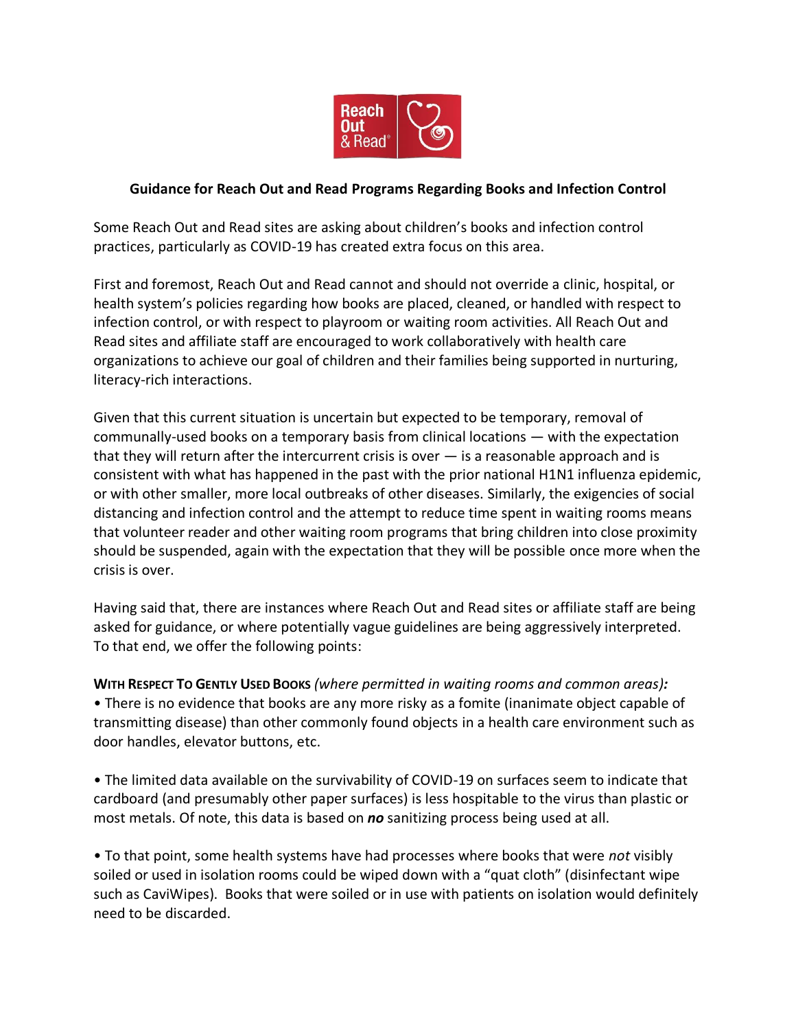# Guidance for Reach Out and Read Programs Regarding Books and Infection Control

Some Reach Out and Read sites are asking about children's books and infection control practices, particularly as COVID-19 has created extra focus on this area.

First and foremost, Reach Out and Read cannot and should not override a clinic, hospital, or health system's policies regarding how books are placed, cleaned, or handled with respect to infection control, or with respect to playroom or waiting room activities. All Reach Out and Read sites and affiliate staff are encouraged to work collaboratively with health care organizations to achieve our goal of children and their families being supported in nurturing, literacy-rich interactions.

Given that this current situation is uncertain but expected to be temporary, removal of communally-used books on a temporary basis from clinical locations — with the expectation that they will return after the intercurrent crisis is over — is a reasonable approach and is consistent with what has happened in the past with the prior national H1N1 influenza epidemic, or with other smaller, more local outbreaks of other diseases. Similarly, the exigencies of social distancing and infection control and the attempt to reduce time spent in waiting rooms means that volunteer reader and other waiting room programs that bring children into close proximity should be suspended, again with the expectation that they will be possible once more when the crisis is over.

Having said that, there are instances where Reach Out and Read sites or affiliate staff are being asked for guidance, or where potentially vague guidelines are being aggressively interpreted. To that end, we offer the following points:

**WITH RESPECT TO GENTLY USED BOOKS** *(where permitted in waiting rooms and common areas):*

- There is no evidence that books are any more risky as a fomite (inanimate object capable of transmitting disease) than other commonly found objects in a health care environment such as door handles, elevator buttons, etc.

- The limited data available on the survivability of COVID-19 on surfaces seem to indicate that cardboard (and presumably other paper surfaces) is less hospitable to the virus than plastic or most metals. Of note, this data is based on ***no*** sanitizing process being used at all.

- To that point, some health systems have had processes where books that were *not* visibly soiled or used in isolation rooms could be wiped down with a "quat cloth" (disinfectant wipe such as CaviWipes). Books that were soiled or in use with patients on isolation would definitely need to be discarded.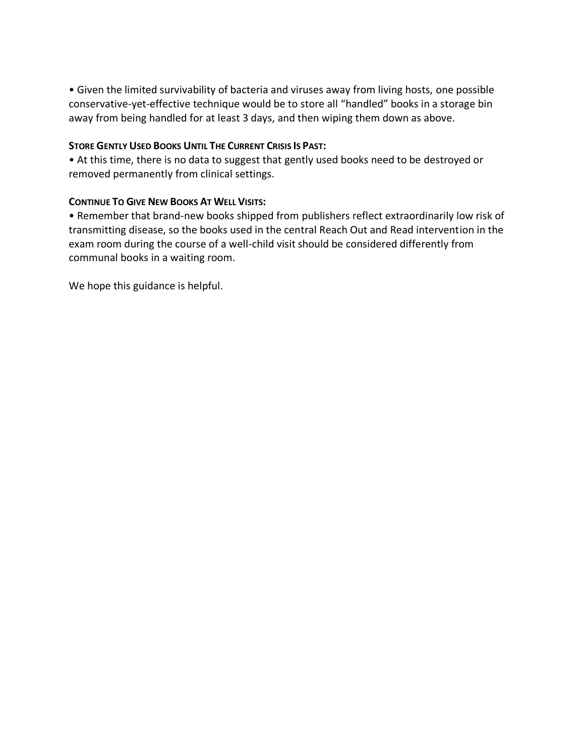• Given the limited survivability of bacteria and viruses away from living hosts, one possible conservative-yet-effective technique would be to store all "handled" books in a storage bin away from being handled for at least 3 days, and then wiping them down as above.

**Store Gently Used Books Until The Current Crisis Is Past:**

• At this time, there is no data to suggest that gently used books need to be destroyed or removed permanently from clinical settings.

**Continue To Give New Books At Well Visits:**

• Remember that brand-new books shipped from publishers reflect extraordinarily low risk of transmitting disease, so the books used in the central Reach Out and Read intervention in the exam room during the course of a well-child visit should be considered differently from communal books in a waiting room.

We hope this guidance is helpful.